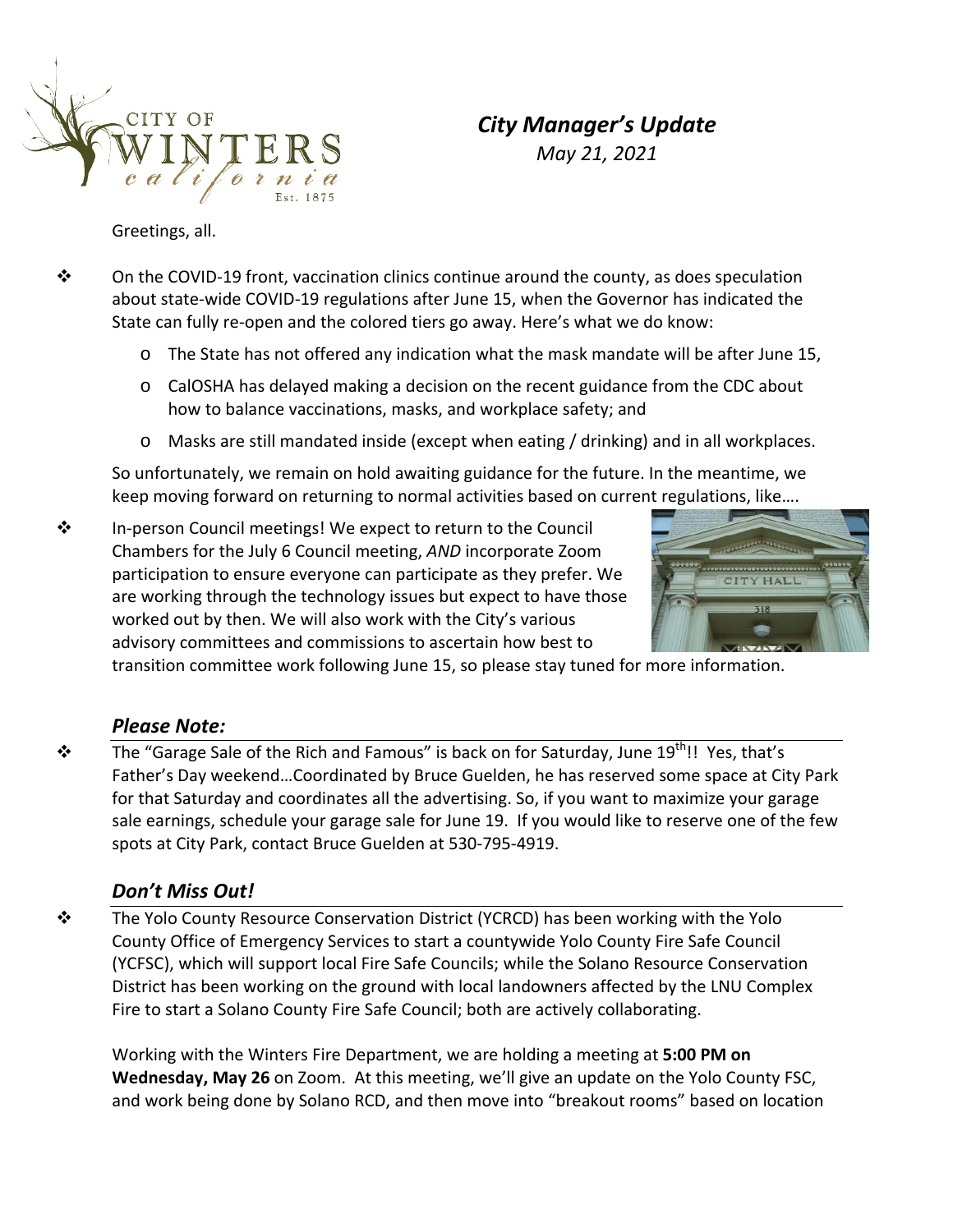CITY OF WINTERS california Est. 1875

# *City Manager's Update*

*May 21, 2021*

Greetings, all.

- On the COVID-19 front, vaccination clinics continue around the county, as does speculation about state-wide COVID-19 regulations after June 15, when the Governor has indicated the State can fully re-open and the colored tiers go away. Here's what we do know:
  - The State has not offered any indication what the mask mandate will be after June 15,
  - CalOSHA has delayed making a decision on the recent guidance from the CDC about how to balance vaccinations, masks, and workplace safety; and
  - Masks are still mandated inside (except when eating / drinking) and in all workplaces.

  So unfortunately, we remain on hold awaiting guidance for the future. In the meantime, we keep moving forward on returning to normal activities based on current regulations, like….

- In-person Council meetings! We expect to return to the Council Chambers for the July 6 Council meeting, *AND* incorporate Zoom participation to ensure everyone can participate as they prefer. We are working through the technology issues but expect to have those worked out by then. We will also work with the City's various advisory committees and commissions to ascertain how best to transition committee work following June 15, so please stay tuned for more information.

## *Please Note:*

- The "Garage Sale of the Rich and Famous" is back on for Saturday, June 19th!! Yes, that's Father's Day weekend…Coordinated by Bruce Guelden, he has reserved some space at City Park for that Saturday and coordinates all the advertising. So, if you want to maximize your garage sale earnings, schedule your garage sale for June 19. If you would like to reserve one of the few spots at City Park, contact Bruce Guelden at 530-795-4919.

## *Don't Miss Out!*

- The Yolo County Resource Conservation District (YCRCD) has been working with the Yolo County Office of Emergency Services to start a countywide Yolo County Fire Safe Council (YCFSC), which will support local Fire Safe Councils; while the Solano Resource Conservation District has been working on the ground with local landowners affected by the LNU Complex Fire to start a Solano County Fire Safe Council; both are actively collaborating.

  Working with the Winters Fire Department, we are holding a meeting at **5:00 PM on Wednesday, May 26** on Zoom. At this meeting, we'll give an update on the Yolo County FSC, and work being done by Solano RCD, and then move into "breakout rooms" based on location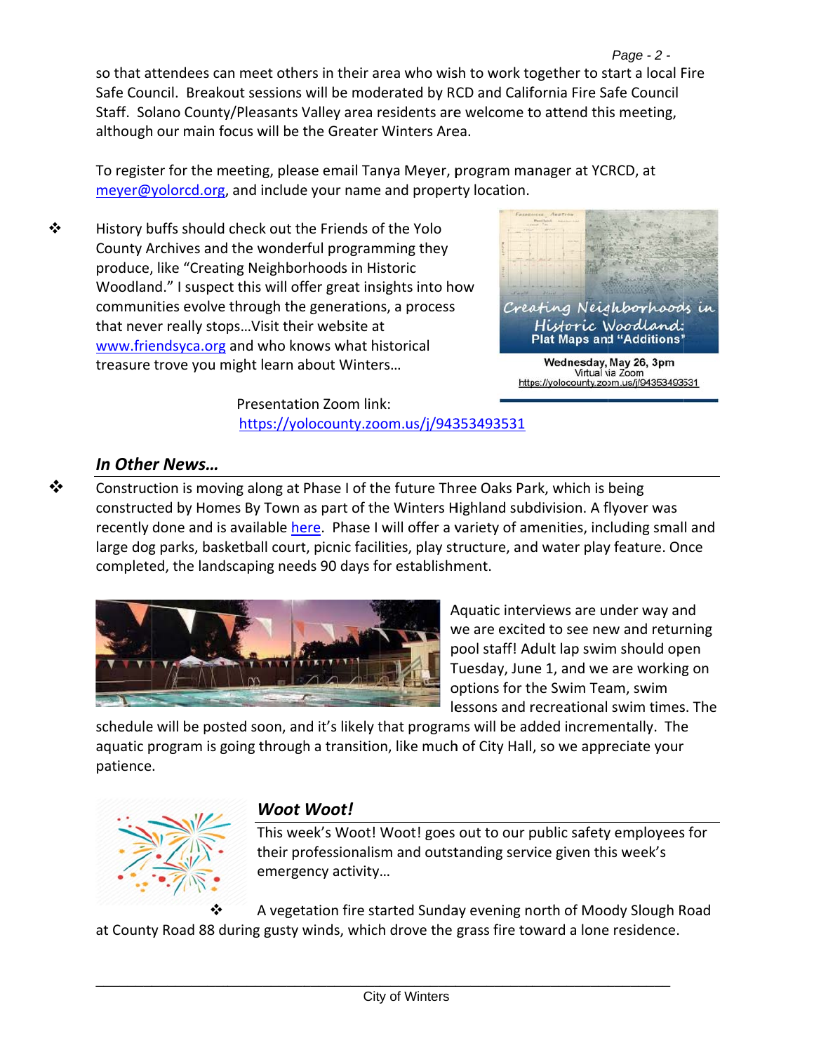so that attendees can meet others in their area who wish to work together to start a local Fire Safe Council. Breakout sessions will be moderated by RCD and California Fire Safe Council Staff. Solano County/Pleasants Valley area residents are welcome to attend this meeting, although our main focus will be the Greater Winters Area.

To register for the meeting, please email Tanya Meyer, program manager at YCRCD, at meyer@yolorcd.org, and include your name and property location.

- History buffs should check out the Friends of the Yolo County Archives and the wonderful programming they produce, like "Creating Neighborhoods in Historic Woodland." I suspect this will offer great insights into how communities evolve through the generations, a process that never really stops…Visit their website at www.friendsyca.org and who knows what historical treasure trove you might learn about Winters…

Creating Neighborhoods in Historic Woodland: Plat Maps and "Additions"

Wednesday, May 26, 3pm
Virtual via Zoom
https://yolocounty.zoom.us/j/94353493531

Presentation Zoom link:
https://yolocounty.zoom.us/j/94353493531

## *In Other News…*

- Construction is moving along at Phase I of the future Three Oaks Park, which is being constructed by Homes By Town as part of the Winters Highland subdivision. A flyover was recently done and is available here. Phase I will offer a variety of amenities, including small and large dog parks, basketball court, picnic facilities, play structure, and water play feature. Once completed, the landscaping needs 90 days for establishment.

Aquatic interviews are under way and we are excited to see new and returning pool staff! Adult lap swim should open Tuesday, June 1, and we are working on options for the Swim Team, swim lessons and recreational swim times. The schedule will be posted soon, and it's likely that programs will be added incrementally. The aquatic program is going through a transition, like much of City Hall, so we appreciate your patience.

## *Woot Woot!*

This week's Woot! Woot! goes out to our public safety employees for their professionalism and outstanding service given this week's emergency activity…

- A vegetation fire started Sunday evening north of Moody Slough Road at County Road 88 during gusty winds, which drove the grass fire toward a lone residence.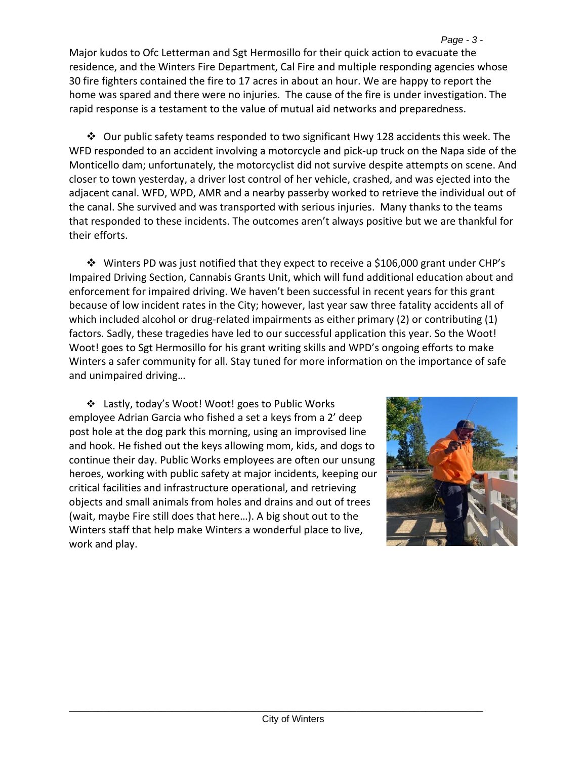Major kudos to Ofc Letterman and Sgt Hermosillo for their quick action to evacuate the residence, and the Winters Fire Department, Cal Fire and multiple responding agencies whose 30 fire fighters contained the fire to 17 acres in about an hour. We are happy to report the home was spared and there were no injuries. The cause of the fire is under investigation. The rapid response is a testament to the value of mutual aid networks and preparedness.

- Our public safety teams responded to two significant Hwy 128 accidents this week. The WFD responded to an accident involving a motorcycle and pick-up truck on the Napa side of the Monticello dam; unfortunately, the motorcyclist did not survive despite attempts on scene. And closer to town yesterday, a driver lost control of her vehicle, crashed, and was ejected into the adjacent canal. WFD, WPD, AMR and a nearby passerby worked to retrieve the individual out of the canal. She survived and was transported with serious injuries. Many thanks to the teams that responded to these incidents. The outcomes aren't always positive but we are thankful for their efforts.

- Winters PD was just notified that they expect to receive a $106,000 grant under CHP's Impaired Driving Section, Cannabis Grants Unit, which will fund additional education about and enforcement for impaired driving. We haven't been successful in recent years for this grant because of low incident rates in the City; however, last year saw three fatality accidents all of which included alcohol or drug-related impairments as either primary (2) or contributing (1) factors. Sadly, these tragedies have led to our successful application this year. So the Woot! Woot! goes to Sgt Hermosillo for his grant writing skills and WPD's ongoing efforts to make Winters a safer community for all. Stay tuned for more information on the importance of safe and unimpaired driving…

- Lastly, today's Woot! Woot! goes to Public Works employee Adrian Garcia who fished a set a keys from a 2' deep post hole at the dog park this morning, using an improvised line and hook. He fished out the keys allowing mom, kids, and dogs to continue their day. Public Works employees are often our unsung heroes, working with public safety at major incidents, keeping our critical facilities and infrastructure operational, and retrieving objects and small animals from holes and drains and out of trees (wait, maybe Fire still does that here…). A big shout out to the Winters staff that help make Winters a wonderful place to live, work and play.